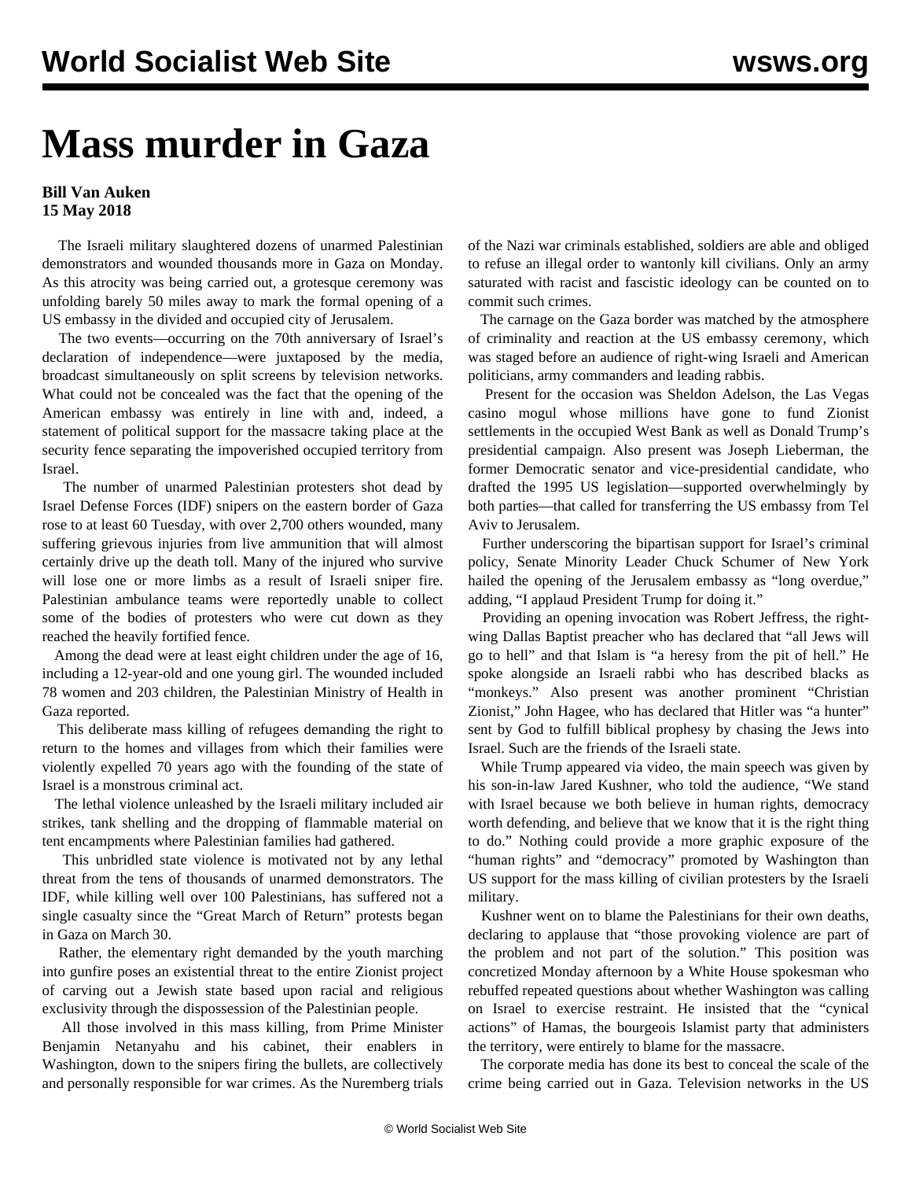# Mass murder in Gaza

**Bill Van Auken**
**15 May 2018**

The Israeli military slaughtered dozens of unarmed Palestinian demonstrators and wounded thousands more in Gaza on Monday. As this atrocity was being carried out, a grotesque ceremony was unfolding barely 50 miles away to mark the formal opening of a US embassy in the divided and occupied city of Jerusalem.

The two events—occurring on the 70th anniversary of Israel's declaration of independence—were juxtaposed by the media, broadcast simultaneously on split screens by television networks. What could not be concealed was the fact that the opening of the American embassy was entirely in line with and, indeed, a statement of political support for the massacre taking place at the security fence separating the impoverished occupied territory from Israel.

The number of unarmed Palestinian protesters shot dead by Israel Defense Forces (IDF) snipers on the eastern border of Gaza rose to at least 60 Tuesday, with over 2,700 others wounded, many suffering grievous injuries from live ammunition that will almost certainly drive up the death toll. Many of the injured who survive will lose one or more limbs as a result of Israeli sniper fire. Palestinian ambulance teams were reportedly unable to collect some of the bodies of protesters who were cut down as they reached the heavily fortified fence.

Among the dead were at least eight children under the age of 16, including a 12-year-old and one young girl. The wounded included 78 women and 203 children, the Palestinian Ministry of Health in Gaza reported.

This deliberate mass killing of refugees demanding the right to return to the homes and villages from which their families were violently expelled 70 years ago with the founding of the state of Israel is a monstrous criminal act.

The lethal violence unleashed by the Israeli military included air strikes, tank shelling and the dropping of flammable material on tent encampments where Palestinian families had gathered.

This unbridled state violence is motivated not by any lethal threat from the tens of thousands of unarmed demonstrators. The IDF, while killing well over 100 Palestinians, has suffered not a single casualty since the "Great March of Return" protests began in Gaza on March 30.

Rather, the elementary right demanded by the youth marching into gunfire poses an existential threat to the entire Zionist project of carving out a Jewish state based upon racial and religious exclusivity through the dispossession of the Palestinian people.

All those involved in this mass killing, from Prime Minister Benjamin Netanyahu and his cabinet, their enablers in Washington, down to the snipers firing the bullets, are collectively and personally responsible for war crimes. As the Nuremberg trials of the Nazi war criminals established, soldiers are able and obliged to refuse an illegal order to wantonly kill civilians. Only an army saturated with racist and fascistic ideology can be counted on to commit such crimes.

The carnage on the Gaza border was matched by the atmosphere of criminality and reaction at the US embassy ceremony, which was staged before an audience of right-wing Israeli and American politicians, army commanders and leading rabbis.

Present for the occasion was Sheldon Adelson, the Las Vegas casino mogul whose millions have gone to fund Zionist settlements in the occupied West Bank as well as Donald Trump's presidential campaign. Also present was Joseph Lieberman, the former Democratic senator and vice-presidential candidate, who drafted the 1995 US legislation—supported overwhelmingly by both parties—that called for transferring the US embassy from Tel Aviv to Jerusalem.

Further underscoring the bipartisan support for Israel's criminal policy, Senate Minority Leader Chuck Schumer of New York hailed the opening of the Jerusalem embassy as "long overdue," adding, "I applaud President Trump for doing it."

Providing an opening invocation was Robert Jeffress, the right-wing Dallas Baptist preacher who has declared that "all Jews will go to hell" and that Islam is "a heresy from the pit of hell." He spoke alongside an Israeli rabbi who has described blacks as "monkeys." Also present was another prominent "Christian Zionist," John Hagee, who has declared that Hitler was "a hunter" sent by God to fulfill biblical prophesy by chasing the Jews into Israel. Such are the friends of the Israeli state.

While Trump appeared via video, the main speech was given by his son-in-law Jared Kushner, who told the audience, "We stand with Israel because we both believe in human rights, democracy worth defending, and believe that we know that it is the right thing to do." Nothing could provide a more graphic exposure of the "human rights" and "democracy" promoted by Washington than US support for the mass killing of civilian protesters by the Israeli military.

Kushner went on to blame the Palestinians for their own deaths, declaring to applause that "those provoking violence are part of the problem and not part of the solution." This position was concretized Monday afternoon by a White House spokesman who rebuffed repeated questions about whether Washington was calling on Israel to exercise restraint. He insisted that the "cynical actions" of Hamas, the bourgeois Islamist party that administers the territory, were entirely to blame for the massacre.

The corporate media has done its best to conceal the scale of the crime being carried out in Gaza. Television networks in the US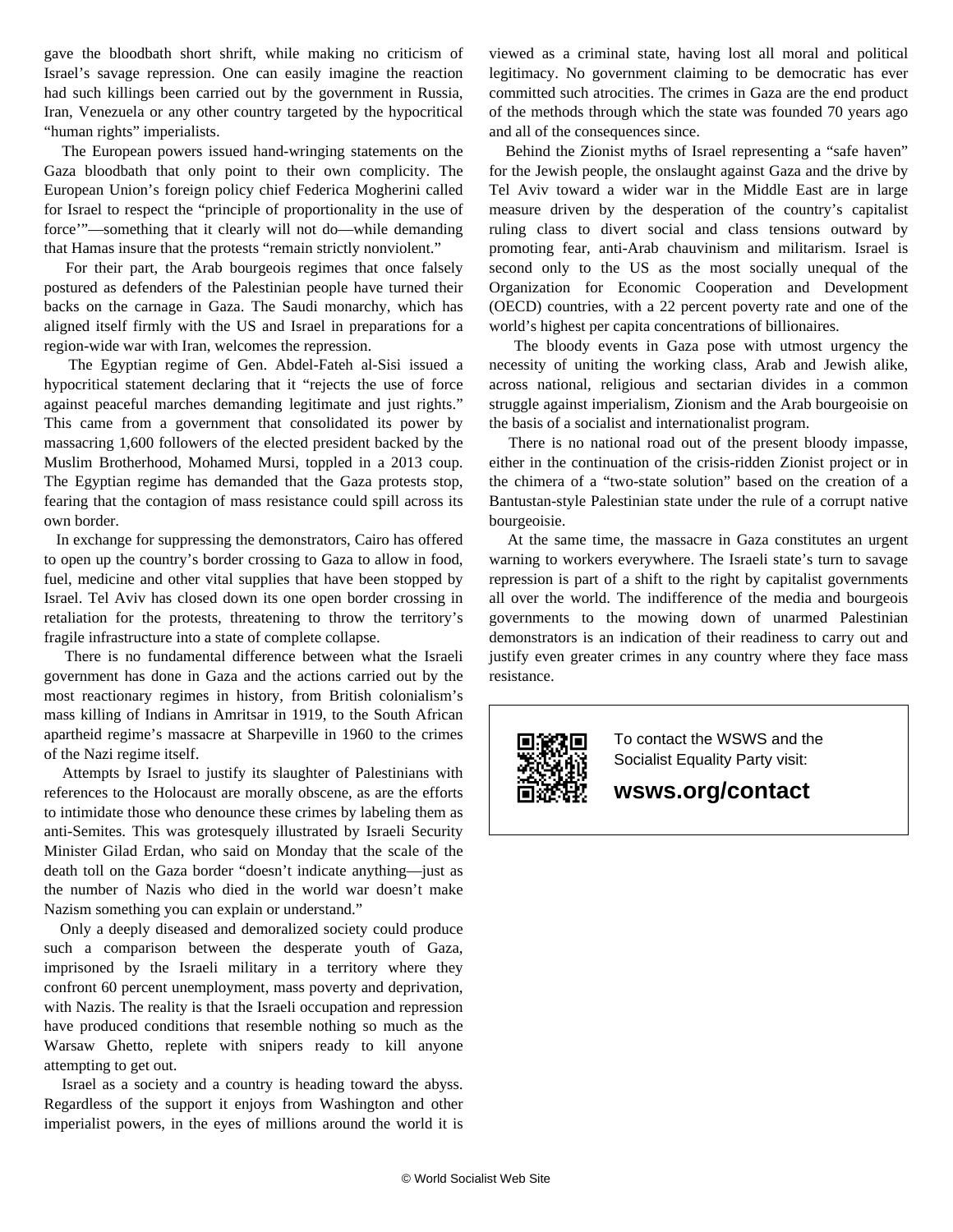gave the bloodbath short shrift, while making no criticism of Israel's savage repression. One can easily imagine the reaction had such killings been carried out by the government in Russia, Iran, Venezuela or any other country targeted by the hypocritical "human rights" imperialists.

The European powers issued hand-wringing statements on the Gaza bloodbath that only point to their own complicity. The European Union's foreign policy chief Federica Mogherini called for Israel to respect the "principle of proportionality in the use of force'"—something that it clearly will not do—while demanding that Hamas insure that the protests "remain strictly nonviolent."

For their part, the Arab bourgeois regimes that once falsely postured as defenders of the Palestinian people have turned their backs on the carnage in Gaza. The Saudi monarchy, which has aligned itself firmly with the US and Israel in preparations for a region-wide war with Iran, welcomes the repression.

The Egyptian regime of Gen. Abdel-Fateh al-Sisi issued a hypocritical statement declaring that it "rejects the use of force against peaceful marches demanding legitimate and just rights." This came from a government that consolidated its power by massacring 1,600 followers of the elected president backed by the Muslim Brotherhood, Mohamed Mursi, toppled in a 2013 coup. The Egyptian regime has demanded that the Gaza protests stop, fearing that the contagion of mass resistance could spill across its own border.

In exchange for suppressing the demonstrators, Cairo has offered to open up the country's border crossing to Gaza to allow in food, fuel, medicine and other vital supplies that have been stopped by Israel. Tel Aviv has closed down its one open border crossing in retaliation for the protests, threatening to throw the territory's fragile infrastructure into a state of complete collapse.

There is no fundamental difference between what the Israeli government has done in Gaza and the actions carried out by the most reactionary regimes in history, from British colonialism's mass killing of Indians in Amritsar in 1919, to the South African apartheid regime's massacre at Sharpeville in 1960 to the crimes of the Nazi regime itself.

Attempts by Israel to justify its slaughter of Palestinians with references to the Holocaust are morally obscene, as are the efforts to intimidate those who denounce these crimes by labeling them as anti-Semites. This was grotesquely illustrated by Israeli Security Minister Gilad Erdan, who said on Monday that the scale of the death toll on the Gaza border "doesn't indicate anything—just as the number of Nazis who died in the world war doesn't make Nazism something you can explain or understand."

Only a deeply diseased and demoralized society could produce such a comparison between the desperate youth of Gaza, imprisoned by the Israeli military in a territory where they confront 60 percent unemployment, mass poverty and deprivation, with Nazis. The reality is that the Israeli occupation and repression have produced conditions that resemble nothing so much as the Warsaw Ghetto, replete with snipers ready to kill anyone attempting to get out.

Israel as a society and a country is heading toward the abyss. Regardless of the support it enjoys from Washington and other imperialist powers, in the eyes of millions around the world it is viewed as a criminal state, having lost all moral and political legitimacy. No government claiming to be democratic has ever committed such atrocities. The crimes in Gaza are the end product of the methods through which the state was founded 70 years ago and all of the consequences since.

Behind the Zionist myths of Israel representing a "safe haven" for the Jewish people, the onslaught against Gaza and the drive by Tel Aviv toward a wider war in the Middle East are in large measure driven by the desperation of the country's capitalist ruling class to divert social and class tensions outward by promoting fear, anti-Arab chauvinism and militarism. Israel is second only to the US as the most socially unequal of the Organization for Economic Cooperation and Development (OECD) countries, with a 22 percent poverty rate and one of the world's highest per capita concentrations of billionaires.

The bloody events in Gaza pose with utmost urgency the necessity of uniting the working class, Arab and Jewish alike, across national, religious and sectarian divides in a common struggle against imperialism, Zionism and the Arab bourgeoisie on the basis of a socialist and internationalist program.

There is no national road out of the present bloody impasse, either in the continuation of the crisis-ridden Zionist project or in the chimera of a "two-state solution" based on the creation of a Bantustan-style Palestinian state under the rule of a corrupt native bourgeoisie.

At the same time, the massacre in Gaza constitutes an urgent warning to workers everywhere. The Israeli state's turn to savage repression is part of a shift to the right by capitalist governments all over the world. The indifference of the media and bourgeois governments to the mowing down of unarmed Palestinian demonstrators is an indication of their readiness to carry out and justify even greater crimes in any country where they face mass resistance.

To contact the WSWS and the Socialist Equality Party visit:

**wsws.org/contact**